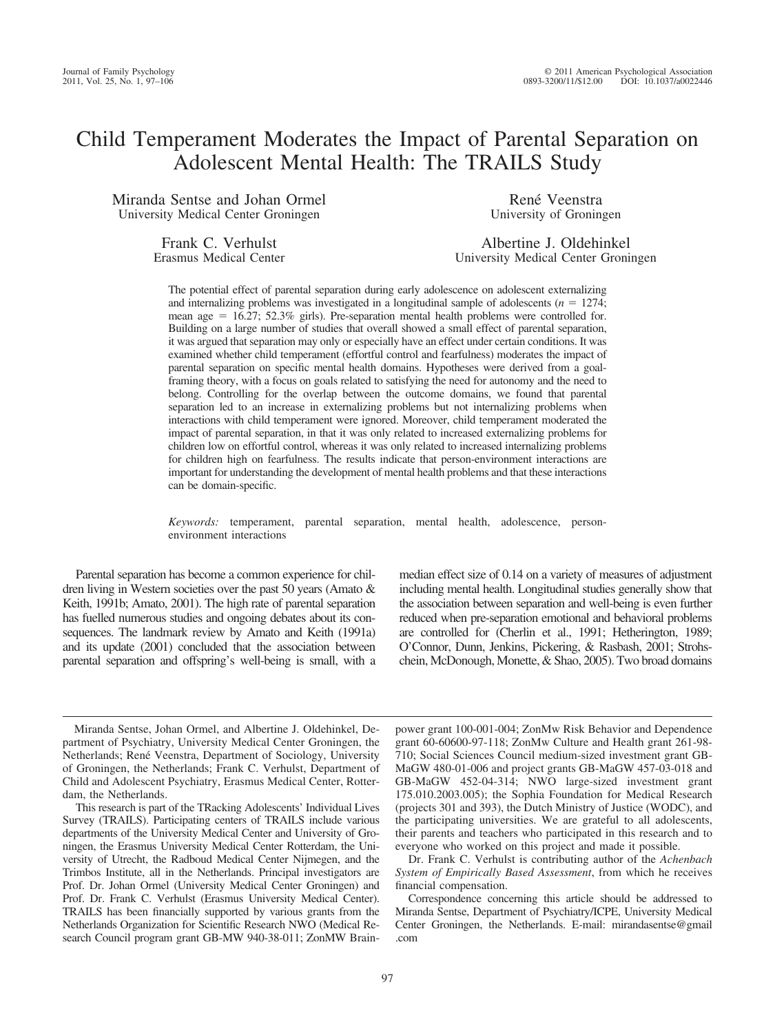# Child Temperament Moderates the Impact of Parental Separation on Adolescent Mental Health: The TRAILS Study

Miranda Sentse and Johan Ormel
University Medical Center Groningen

René Veenstra
University of Groningen

Frank C. Verhulst
Erasmus Medical Center

Albertine J. Oldehinkel
University Medical Center Groningen

The potential effect of parental separation during early adolescence on adolescent externalizing and internalizing problems was investigated in a longitudinal sample of adolescents ($n$ = 1274; mean age = 16.27; 52.3% girls). Pre-separation mental health problems were controlled for. Building on a large number of studies that overall showed a small effect of parental separation, it was argued that separation may only or especially have an effect under certain conditions. It was examined whether child temperament (effortful control and fearfulness) moderates the impact of parental separation on specific mental health domains. Hypotheses were derived from a goal-framing theory, with a focus on goals related to satisfying the need for autonomy and the need to belong. Controlling for the overlap between the outcome domains, we found that parental separation led to an increase in externalizing problems but not internalizing problems when interactions with child temperament were ignored. Moreover, child temperament moderated the impact of parental separation, in that it was only related to increased externalizing problems for children low on effortful control, whereas it was only related to increased internalizing problems for children high on fearfulness. The results indicate that person-environment interactions are important for understanding the development of mental health problems and that these interactions can be domain-specific.

*Keywords:* temperament, parental separation, mental health, adolescence, person-environment interactions

Parental separation has become a common experience for children living in Western societies over the past 50 years (Amato & Keith, 1991b; Amato, 2001). The high rate of parental separation has fuelled numerous studies and ongoing debates about its consequences. The landmark review by Amato and Keith (1991a) and its update (2001) concluded that the association between parental separation and offspring's well-being is small, with a median effect size of 0.14 on a variety of measures of adjustment including mental health. Longitudinal studies generally show that the association between separation and well-being is even further reduced when pre-separation emotional and behavioral problems are controlled for (Cherlin et al., 1991; Hetherington, 1989; O'Connor, Dunn, Jenkins, Pickering, & Rasbash, 2001; Strohschein, McDonough, Monette, & Shao, 2005). Two broad domains

---

Miranda Sentse, Johan Ormel, and Albertine J. Oldehinkel, Department of Psychiatry, University Medical Center Groningen, the Netherlands; René Veenstra, Department of Sociology, University of Groningen, the Netherlands; Frank C. Verhulst, Department of Child and Adolescent Psychiatry, Erasmus Medical Center, Rotterdam, the Netherlands.

This research is part of the TRacking Adolescents' Individual Lives Survey (TRAILS). Participating centers of TRAILS include various departments of the University Medical Center and University of Groningen, the Erasmus University Medical Center Rotterdam, the University of Utrecht, the Radboud Medical Center Nijmegen, and the Trimbos Institute, all in the Netherlands. Principal investigators are Prof. Dr. Johan Ormel (University Medical Center Groningen) and Prof. Dr. Frank C. Verhulst (Erasmus University Medical Center). TRAILS has been financially supported by various grants from the Netherlands Organization for Scientific Research NWO (Medical Research Council program grant GB-MW 940-38-011; ZonMW Brainpower grant 100-001-004; ZonMw Risk Behavior and Dependence grant 60-60600-97-118; ZonMw Culture and Health grant 261-98-710; Social Sciences Council medium-sized investment grant GB-MaGW 480-01-006 and project grants GB-MaGW 457-03-018 and GB-MaGW 452-04-314; NWO large-sized investment grant 175.010.2003.005); the Sophia Foundation for Medical Research (projects 301 and 393), the Dutch Ministry of Justice (WODC), and the participating universities. We are grateful to all adolescents, their parents and teachers who participated in this research and to everyone who worked on this project and made it possible.

Dr. Frank C. Verhulst is contributing author of the *Achenbach System of Empirically Based Assessment*, from which he receives financial compensation.

Correspondence concerning this article should be addressed to Miranda Sentse, Department of Psychiatry/ICPE, University Medical Center Groningen, the Netherlands. E-mail: mirandasentse@gmail.com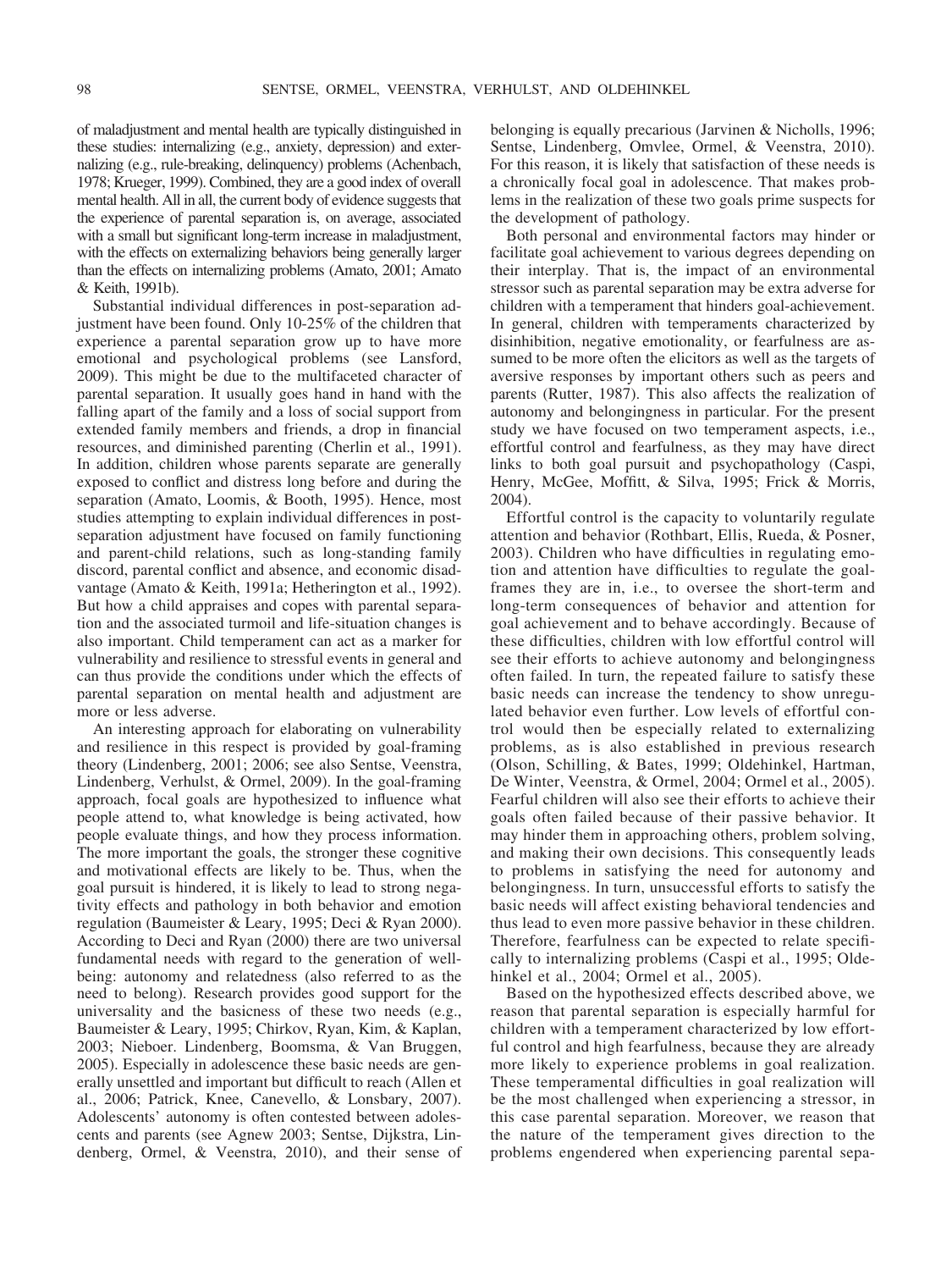of maladjustment and mental health are typically distinguished in these studies: internalizing (e.g., anxiety, depression) and externalizing (e.g., rule-breaking, delinquency) problems (Achenbach, 1978; Krueger, 1999). Combined, they are a good index of overall mental health. All in all, the current body of evidence suggests that the experience of parental separation is, on average, associated with a small but significant long-term increase in maladjustment, with the effects on externalizing behaviors being generally larger than the effects on internalizing problems (Amato, 2001; Amato & Keith, 1991b).

Substantial individual differences in post-separation adjustment have been found. Only 10-25% of the children that experience a parental separation grow up to have more emotional and psychological problems (see Lansford, 2009). This might be due to the multifaceted character of parental separation. It usually goes hand in hand with the falling apart of the family and a loss of social support from extended family members and friends, a drop in financial resources, and diminished parenting (Cherlin et al., 1991). In addition, children whose parents separate are generally exposed to conflict and distress long before and during the separation (Amato, Loomis, & Booth, 1995). Hence, most studies attempting to explain individual differences in post-separation adjustment have focused on family functioning and parent-child relations, such as long-standing family discord, parental conflict and absence, and economic disadvantage (Amato & Keith, 1991a; Hetherington et al., 1992). But how a child appraises and copes with parental separation and the associated turmoil and life-situation changes is also important. Child temperament can act as a marker for vulnerability and resilience to stressful events in general and can thus provide the conditions under which the effects of parental separation on mental health and adjustment are more or less adverse.

An interesting approach for elaborating on vulnerability and resilience in this respect is provided by goal-framing theory (Lindenberg, 2001; 2006; see also Sentse, Veenstra, Lindenberg, Verhulst, & Ormel, 2009). In the goal-framing approach, focal goals are hypothesized to influence what people attend to, what knowledge is being activated, how people evaluate things, and how they process information. The more important the goals, the stronger these cognitive and motivational effects are likely to be. Thus, when the goal pursuit is hindered, it is likely to lead to strong negativity effects and pathology in both behavior and emotion regulation (Baumeister & Leary, 1995; Deci & Ryan 2000). According to Deci and Ryan (2000) there are two universal fundamental needs with regard to the generation of well-being: autonomy and relatedness (also referred to as the need to belong). Research provides good support for the universality and the basicness of these two needs (e.g., Baumeister & Leary, 1995; Chirkov, Ryan, Kim, & Kaplan, 2003; Nieboer. Lindenberg, Boomsma, & Van Bruggen, 2005). Especially in adolescence these basic needs are generally unsettled and important but difficult to reach (Allen et al., 2006; Patrick, Knee, Canevello, & Lonsbary, 2007). Adolescents' autonomy is often contested between adolescents and parents (see Agnew 2003; Sentse, Dijkstra, Lindenberg, Ormel, & Veenstra, 2010), and their sense of belonging is equally precarious (Jarvinen & Nicholls, 1996; Sentse, Lindenberg, Omvlee, Ormel, & Veenstra, 2010). For this reason, it is likely that satisfaction of these needs is a chronically focal goal in adolescence. That makes problems in the realization of these two goals prime suspects for the development of pathology.

Both personal and environmental factors may hinder or facilitate goal achievement to various degrees depending on their interplay. That is, the impact of an environmental stressor such as parental separation may be extra adverse for children with a temperament that hinders goal-achievement. In general, children with temperaments characterized by disinhibition, negative emotionality, or fearfulness are assumed to be more often the elicitors as well as the targets of aversive responses by important others such as peers and parents (Rutter, 1987). This also affects the realization of autonomy and belongingness in particular. For the present study we have focused on two temperament aspects, i.e., effortful control and fearfulness, as they may have direct links to both goal pursuit and psychopathology (Caspi, Henry, McGee, Moffitt, & Silva, 1995; Frick & Morris, 2004).

Effortful control is the capacity to voluntarily regulate attention and behavior (Rothbart, Ellis, Rueda, & Posner, 2003). Children who have difficulties in regulating emotion and attention have difficulties to regulate the goal-frames they are in, i.e., to oversee the short-term and long-term consequences of behavior and attention for goal achievement and to behave accordingly. Because of these difficulties, children with low effortful control will see their efforts to achieve autonomy and belongingness often failed. In turn, the repeated failure to satisfy these basic needs can increase the tendency to show unregulated behavior even further. Low levels of effortful control would then be especially related to externalizing problems, as is also established in previous research (Olson, Schilling, & Bates, 1999; Oldehinkel, Hartman, De Winter, Veenstra, & Ormel, 2004; Ormel et al., 2005). Fearful children will also see their efforts to achieve their goals often failed because of their passive behavior. It may hinder them in approaching others, problem solving, and making their own decisions. This consequently leads to problems in satisfying the need for autonomy and belongingness. In turn, unsuccessful efforts to satisfy the basic needs will affect existing behavioral tendencies and thus lead to even more passive behavior in these children. Therefore, fearfulness can be expected to relate specifically to internalizing problems (Caspi et al., 1995; Oldehinkel et al., 2004; Ormel et al., 2005).

Based on the hypothesized effects described above, we reason that parental separation is especially harmful for children with a temperament characterized by low effortful control and high fearfulness, because they are already more likely to experience problems in goal realization. These temperamental difficulties in goal realization will be the most challenged when experiencing a stressor, in this case parental separation. Moreover, we reason that the nature of the temperament gives direction to the problems engendered when experiencing parental sepa-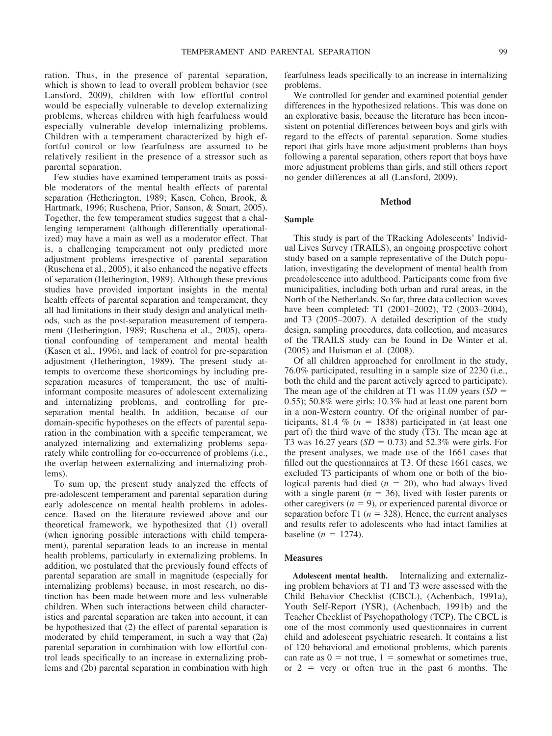ration. Thus, in the presence of parental separation, which is shown to lead to overall problem behavior (see Lansford, 2009), children with low effortful control would be especially vulnerable to develop externalizing problems, whereas children with high fearfulness would especially vulnerable develop internalizing problems. Children with a temperament characterized by high effortful control or low fearfulness are assumed to be relatively resilient in the presence of a stressor such as parental separation.

Few studies have examined temperament traits as possible moderators of the mental health effects of parental separation (Hetherington, 1989; Kasen, Cohen, Brook, & Hartmark, 1996; Ruschena, Prior, Sanson, & Smart, 2005). Together, the few temperament studies suggest that a challenging temperament (although differentially operationalized) may have a main as well as a moderator effect. That is, a challenging temperament not only predicted more adjustment problems irrespective of parental separation (Ruschena et al., 2005), it also enhanced the negative effects of separation (Hetherington, 1989). Although these previous studies have provided important insights in the mental health effects of parental separation and temperament, they all had limitations in their study design and analytical methods, such as the post-separation measurement of temperament (Hetherington, 1989; Ruschena et al., 2005), operational confounding of temperament and mental health (Kasen et al., 1996), and lack of control for pre-separation adjustment (Hetherington, 1989). The present study attempts to overcome these shortcomings by including pre-separation measures of temperament, the use of multi-informant composite measures of adolescent externalizing and internalizing problems, and controlling for pre-separation mental health. In addition, because of our domain-specific hypotheses on the effects of parental separation in the combination with a specific temperament, we analyzed internalizing and externalizing problems separately while controlling for co-occurrence of problems (i.e., the overlap between externalizing and internalizing problems).

To sum up, the present study analyzed the effects of pre-adolescent temperament and parental separation during early adolescence on mental health problems in adolescence. Based on the literature reviewed above and our theoretical framework, we hypothesized that (1) overall (when ignoring possible interactions with child temperament), parental separation leads to an increase in mental health problems, particularly in externalizing problems. In addition, we postulated that the previously found effects of parental separation are small in magnitude (especially for internalizing problems) because, in most research, no distinction has been made between more and less vulnerable children. When such interactions between child characteristics and parental separation are taken into account, it can be hypothesized that (2) the effect of parental separation is moderated by child temperament, in such a way that (2a) parental separation in combination with low effortful control leads specifically to an increase in externalizing problems and (2b) parental separation in combination with high fearfulness leads specifically to an increase in internalizing problems.

We controlled for gender and examined potential gender differences in the hypothesized relations. This was done on an explorative basis, because the literature has been inconsistent on potential differences between boys and girls with regard to the effects of parental separation. Some studies report that girls have more adjustment problems than boys following a parental separation, others report that boys have more adjustment problems than girls, and still others report no gender differences at all (Lansford, 2009).

## Method

### Sample

This study is part of the TRacking Adolescents' Individual Lives Survey (TRAILS), an ongoing prospective cohort study based on a sample representative of the Dutch population, investigating the development of mental health from preadolescence into adulthood. Participants come from five municipalities, including both urban and rural areas, in the North of the Netherlands. So far, three data collection waves have been completed: T1 (2001–2002), T2 (2003–2004), and T3 (2005–2007). A detailed description of the study design, sampling procedures, data collection, and measures of the TRAILS study can be found in De Winter et al. (2005) and Huisman et al. (2008).

Of all children approached for enrollment in the study, 76.0% participated, resulting in a sample size of 2230 (i.e., both the child and the parent actively agreed to participate). The mean age of the children at T1 was 11.09 years ($SD$ = 0.55); 50.8% were girls; 10.3% had at least one parent born in a non-Western country. Of the original number of participants, 81.4 % ($n$ = 1838) participated in (at least one part of) the third wave of the study (T3). The mean age at T3 was 16.27 years ($SD$ = 0.73) and 52.3% were girls. For the present analyses, we made use of the 1661 cases that filled out the questionnaires at T3. Of these 1661 cases, we excluded T3 participants of whom one or both of the biological parents had died ($n$ = 20), who had always lived with a single parent ($n$ = 36), lived with foster parents or other caregivers ($n$ = 9), or experienced parental divorce or separation before T1 ($n$ = 328). Hence, the current analyses and results refer to adolescents who had intact families at baseline ($n$ = 1274).

### Measures

**Adolescent mental health.** Internalizing and externalizing problem behaviors at T1 and T3 were assessed with the Child Behavior Checklist (CBCL), (Achenbach, 1991a), Youth Self-Report (YSR), (Achenbach, 1991b) and the Teacher Checklist of Psychopathology (TCP). The CBCL is one of the most commonly used questionnaires in current child and adolescent psychiatric research. It contains a list of 120 behavioral and emotional problems, which parents can rate as 0 = not true, 1 = somewhat or sometimes true, or 2 = very or often true in the past 6 months. The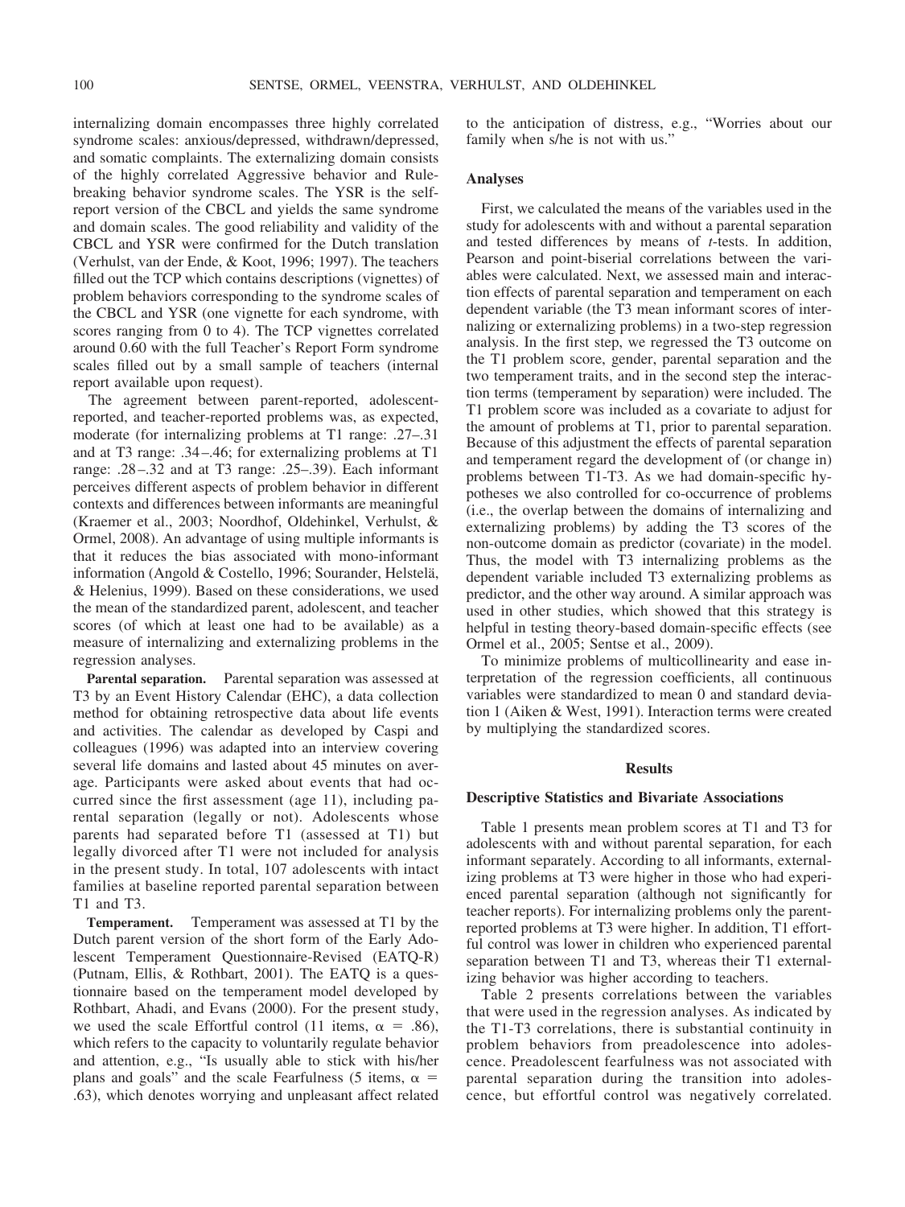internalizing domain encompasses three highly correlated syndrome scales: anxious/depressed, withdrawn/depressed, and somatic complaints. The externalizing domain consists of the highly correlated Aggressive behavior and Rule-breaking behavior syndrome scales. The YSR is the self-report version of the CBCL and yields the same syndrome and domain scales. The good reliability and validity of the CBCL and YSR were confirmed for the Dutch translation (Verhulst, van der Ende, & Koot, 1996; 1997). The teachers filled out the TCP which contains descriptions (vignettes) of problem behaviors corresponding to the syndrome scales of the CBCL and YSR (one vignette for each syndrome, with scores ranging from 0 to 4). The TCP vignettes correlated around 0.60 with the full Teacher's Report Form syndrome scales filled out by a small sample of teachers (internal report available upon request).

The agreement between parent-reported, adolescent-reported, and teacher-reported problems was, as expected, moderate (for internalizing problems at T1 range: .27–.31 and at T3 range: .34–.46; for externalizing problems at T1 range: .28–.32 and at T3 range: .25–.39). Each informant perceives different aspects of problem behavior in different contexts and differences between informants are meaningful (Kraemer et al., 2003; Noordhof, Oldehinkel, Verhulst, & Ormel, 2008). An advantage of using multiple informants is that it reduces the bias associated with mono-informant information (Angold & Costello, 1996; Sourander, Helstelä, & Helenius, 1999). Based on these considerations, we used the mean of the standardized parent, adolescent, and teacher scores (of which at least one had to be available) as a measure of internalizing and externalizing problems in the regression analyses.

**Parental separation.** Parental separation was assessed at T3 by an Event History Calendar (EHC), a data collection method for obtaining retrospective data about life events and activities. The calendar as developed by Caspi and colleagues (1996) was adapted into an interview covering several life domains and lasted about 45 minutes on average. Participants were asked about events that had occurred since the first assessment (age 11), including parental separation (legally or not). Adolescents whose parents had separated before T1 (assessed at T1) but legally divorced after T1 were not included for analysis in the present study. In total, 107 adolescents with intact families at baseline reported parental separation between T1 and T3.

**Temperament.** Temperament was assessed at T1 by the Dutch parent version of the short form of the Early Adolescent Temperament Questionnaire-Revised (EATQ-R) (Putnam, Ellis, & Rothbart, 2001). The EATQ is a questionnaire based on the temperament model developed by Rothbart, Ahadi, and Evans (2000). For the present study, we used the scale Effortful control (11 items, $\alpha = .86$), which refers to the capacity to voluntarily regulate behavior and attention, e.g., "Is usually able to stick with his/her plans and goals" and the scale Fearfulness (5 items, $\alpha = .63$), which denotes worrying and unpleasant affect related to the anticipation of distress, e.g., "Worries about our family when s/he is not with us."

### Analyses

First, we calculated the means of the variables used in the study for adolescents with and without a parental separation and tested differences by means of *t*-tests. In addition, Pearson and point-biserial correlations between the variables were calculated. Next, we assessed main and interaction effects of parental separation and temperament on each dependent variable (the T3 mean informant scores of internalizing or externalizing problems) in a two-step regression analysis. In the first step, we regressed the T3 outcome on the T1 problem score, gender, parental separation and the two temperament traits, and in the second step the interaction terms (temperament by separation) were included. The T1 problem score was included as a covariate to adjust for the amount of problems at T1, prior to parental separation. Because of this adjustment the effects of parental separation and temperament regard the development of (or change in) problems between T1-T3. As we had domain-specific hypotheses we also controlled for co-occurrence of problems (i.e., the overlap between the domains of internalizing and externalizing problems) by adding the T3 scores of the non-outcome domain as predictor (covariate) in the model. Thus, the model with T3 internalizing problems as the dependent variable included T3 externalizing problems as predictor, and the other way around. A similar approach was used in other studies, which showed that this strategy is helpful in testing theory-based domain-specific effects (see Ormel et al., 2005; Sentse et al., 2009).

To minimize problems of multicollinearity and ease interpretation of the regression coefficients, all continuous variables were standardized to mean 0 and standard deviation 1 (Aiken & West, 1991). Interaction terms were created by multiplying the standardized scores.

## Results

### Descriptive Statistics and Bivariate Associations

Table 1 presents mean problem scores at T1 and T3 for adolescents with and without parental separation, for each informant separately. According to all informants, externalizing problems at T3 were higher in those who had experienced parental separation (although not significantly for teacher reports). For internalizing problems only the parent-reported problems at T3 were higher. In addition, T1 effortful control was lower in children who experienced parental separation between T1 and T3, whereas their T1 externalizing behavior was higher according to teachers.

Table 2 presents correlations between the variables that were used in the regression analyses. As indicated by the T1-T3 correlations, there is substantial continuity in problem behaviors from preadolescence into adolescence. Preadolescent fearfulness was not associated with parental separation during the transition into adolescence, but effortful control was negatively correlated.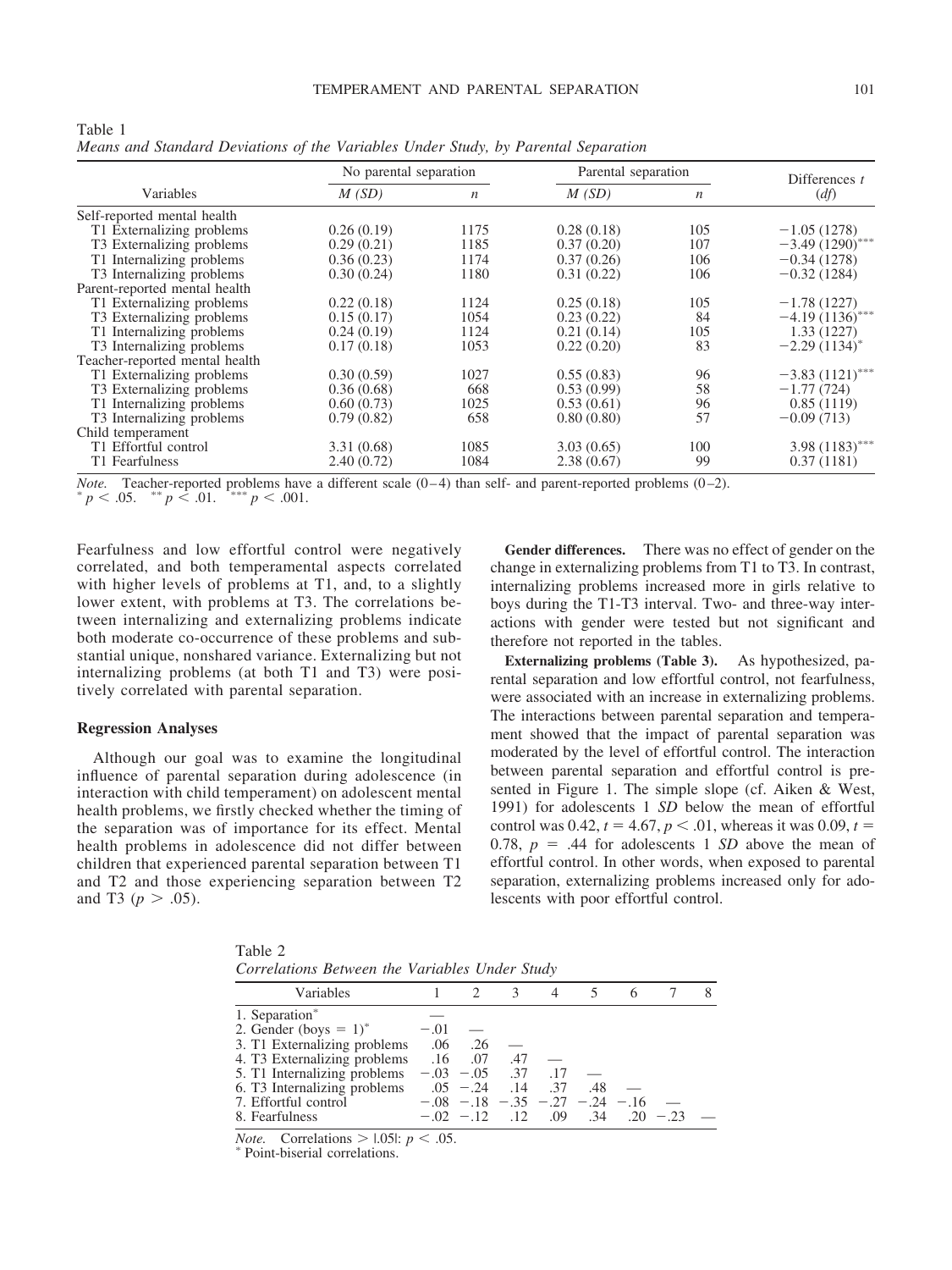Table 1
*Means and Standard Deviations of the Variables Under Study, by Parental Separation*

| Variables | No parental separation | | Parental separation | | Differences *t* |
|---|---|---|---|---|---|
| | *M (SD)* | *n* | *M (SD)* | *n* | *(df)* |
| Self-reported mental health | | | | | |
| T1 Externalizing problems | 0.26 (0.19) | 1175 | 0.28 (0.18) | 105 | −1.05 (1278) |
| T3 Externalizing problems | 0.29 (0.21) | 1185 | 0.37 (0.20) | 107 | −3.49 (1290)*** |
| T1 Internalizing problems | 0.36 (0.23) | 1174 | 0.37 (0.26) | 106 | −0.34 (1278) |
| T3 Internalizing problems | 0.30 (0.24) | 1180 | 0.31 (0.22) | 106 | −0.32 (1284) |
| Parent-reported mental health | | | | | |
| T1 Externalizing problems | 0.22 (0.18) | 1124 | 0.25 (0.18) | 105 | −1.78 (1227) |
| T3 Externalizing problems | 0.15 (0.17) | 1054 | 0.23 (0.22) | 84 | −4.19 (1136)*** |
| T1 Internalizing problems | 0.24 (0.19) | 1124 | 0.21 (0.14) | 105 | 1.33 (1227) |
| T3 Internalizing problems | 0.17 (0.18) | 1053 | 0.22 (0.20) | 83 | −2.29 (1134)* |
| Teacher-reported mental health | | | | | |
| T1 Externalizing problems | 0.30 (0.59) | 1027 | 0.55 (0.83) | 96 | −3.83 (1121)*** |
| T3 Externalizing problems | 0.36 (0.68) | 668 | 0.53 (0.99) | 58 | −1.77 (724) |
| T1 Internalizing problems | 0.60 (0.73) | 1025 | 0.53 (0.61) | 96 | 0.85 (1119) |
| T3 Internalizing problems | 0.79 (0.82) | 658 | 0.80 (0.80) | 57 | −0.09 (713) |
| Child temperament | | | | | |
| T1 Effortful control | 3.31 (0.68) | 1085 | 3.03 (0.65) | 100 | 3.98 (1183)*** |
| T1 Fearfulness | 2.40 (0.72) | 1084 | 2.38 (0.67) | 99 | 0.37 (1181) |

*Note.* Teacher-reported problems have a different scale (0–4) than self- and parent-reported problems (0–2).
* $p < .05$. ** $p < .01$. *** $p < .001$.

Fearfulness and low effortful control were negatively correlated, and both temperamental aspects correlated with higher levels of problems at T1, and, to a slightly lower extent, with problems at T3. The correlations between internalizing and externalizing problems indicate both moderate co-occurrence of these problems and substantial unique, nonshared variance. Externalizing but not internalizing problems (at both T1 and T3) were positively correlated with parental separation.

### Regression Analyses

Although our goal was to examine the longitudinal influence of parental separation during adolescence (in interaction with child temperament) on adolescent mental health problems, we firstly checked whether the timing of the separation was of importance for its effect. Mental health problems in adolescence did not differ between children that experienced parental separation between T1 and T2 and those experiencing separation between T2 and T3 ($p > .05$).

**Gender differences.** There was no effect of gender on the change in externalizing problems from T1 to T3. In contrast, internalizing problems increased more in girls relative to boys during the T1-T3 interval. Two- and three-way interactions with gender were tested but not significant and therefore not reported in the tables.

**Externalizing problems (Table 3).** As hypothesized, parental separation and low effortful control, not fearfulness, were associated with an increase in externalizing problems. The interactions between parental separation and temperament showed that the impact of parental separation was moderated by the level of effortful control. The interaction between parental separation and effortful control is presented in Figure 1. The simple slope (cf. Aiken & West, 1991) for adolescents 1 *SD* below the mean of effortful control was 0.42, $t = 4.67$, $p < .01$, whereas it was 0.09, $t = 0.78$, $p = .44$ for adolescents 1 *SD* above the mean of effortful control. In other words, when exposed to parental separation, externalizing problems increased only for adolescents with poor effortful control.

Table 2
*Correlations Between the Variables Under Study*

| Variables | 1 | 2 | 3 | 4 | 5 | 6 | 7 | 8 |
|---|---|---|---|---|---|---|---|---|
| 1. Separation* | — | | | | | | | |
| 2. Gender (boys = 1)* | −.01 | — | | | | | | |
| 3. T1 Externalizing problems | .06 | .26 | — | | | | | |
| 4. T3 Externalizing problems | .16 | .07 | .47 | — | | | | |
| 5. T1 Internalizing problems | −.03 | −.05 | .37 | .17 | — | | | |
| 6. T3 Internalizing problems | .05 | −.24 | .14 | .37 | .48 | — | | |
| 7. Effortful control | −.08 | −.18 | −.35 | −.27 | −.24 | −.16 | — | |
| 8. Fearfulness | −.02 | −.12 | .12 | .09 | .34 | .20 | −.23 | — |

*Note.* Correlations > |.05|: $p < .05$.
* Point-biserial correlations.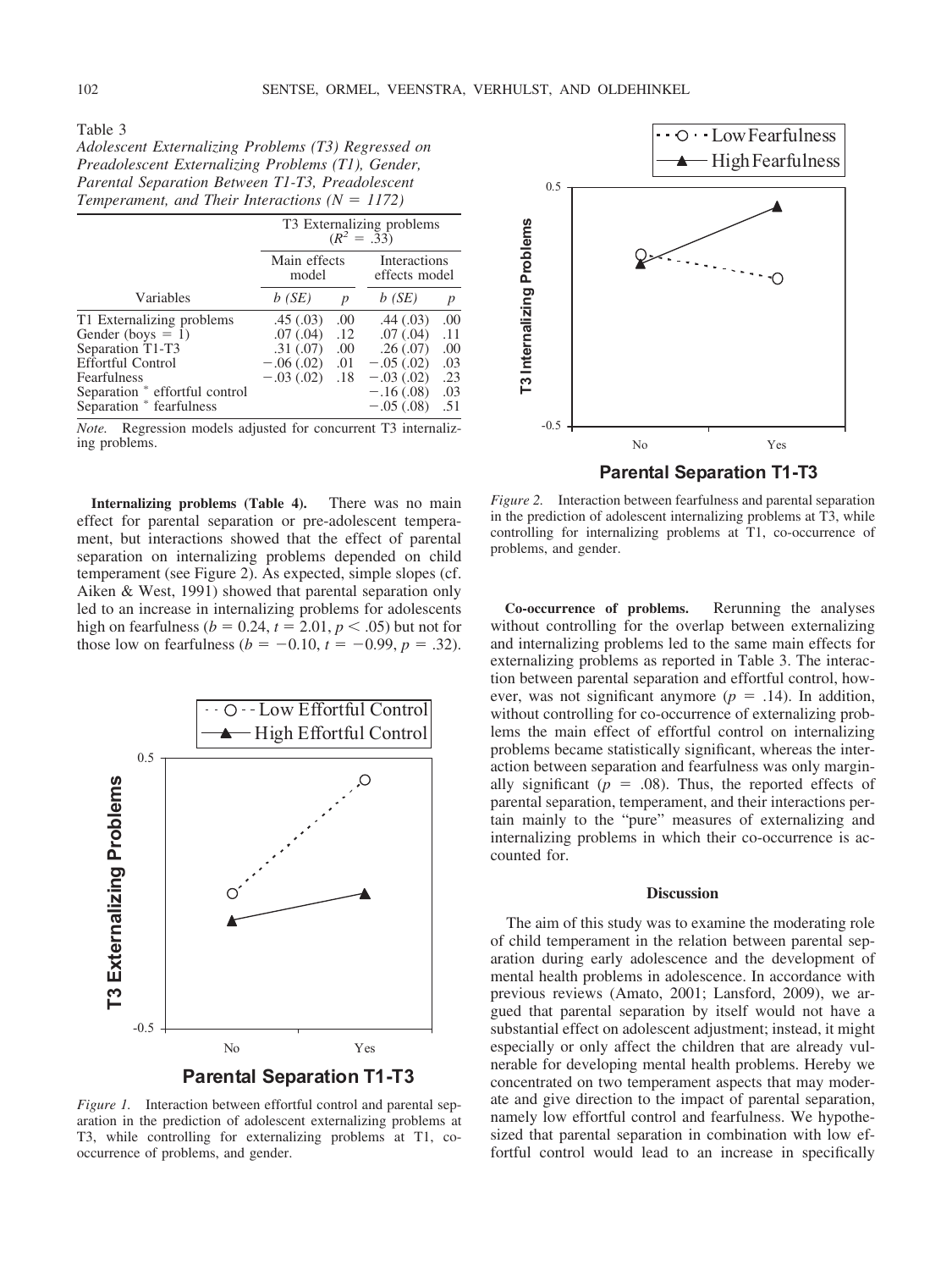Table 3
*Adolescent Externalizing Problems (T3) Regressed on Preadolescent Externalizing Problems (T1), Gender, Parental Separation Between T1-T3, Preadolescent Temperament, and Their Interactions (N = 1172)*

| Variables | T3 Externalizing problems ($R^2$ = .33) | | | |
|---|---|---|---|---|
| | Main effects model | | Interactions effects model | |
| | *b (SE)* | *p* | *b (SE)* | *p* |
| T1 Externalizing problems | .45 (.03) | .00 | .44 (.03) | .00 |
| Gender (boys = 1) | .07 (.04) | .12 | .07 (.04) | .11 |
| Separation T1-T3 | .31 (.07) | .00 | .26 (.07) | .00 |
| Effortful Control | −.06 (.02) | .01 | −.05 (.02) | .03 |
| Fearfulness | −.03 (.02) | .18 | −.03 (.02) | .23 |
| Separation * effortful control | | | −.16 (.08) | .03 |
| Separation * fearfulness | | | −.05 (.08) | .51 |

*Note.* Regression models adjusted for concurrent T3 internalizing problems.

**Internalizing problems (Table 4).** There was no main effect for parental separation or pre-adolescent temperament, but interactions showed that the effect of parental separation on internalizing problems depended on child temperament (see Figure 2). As expected, simple slopes (cf. Aiken & West, 1991) showed that parental separation only led to an increase in internalizing problems for adolescents high on fearfulness ($b = 0.24$, $t = 2.01$, $p < .05$) but not for those low on fearfulness ($b = -0.10$, $t = -0.99$, $p = .32$).

*Figure 1.* Interaction between effortful control and parental separation in the prediction of adolescent externalizing problems at T3, while controlling for externalizing problems at T1, co-occurrence of problems, and gender.

*Figure 2.* Interaction between fearfulness and parental separation in the prediction of adolescent internalizing problems at T3, while controlling for internalizing problems at T1, co-occurrence of problems, and gender.

**Co-occurrence of problems.** Rerunning the analyses without controlling for the overlap between externalizing and internalizing problems led to the same main effects for externalizing problems as reported in Table 3. The interaction between parental separation and effortful control, however, was not significant anymore ($p = .14$). In addition, without controlling for co-occurrence of externalizing problems the main effect of effortful control on internalizing problems became statistically significant, whereas the interaction between separation and fearfulness was only marginally significant ($p = .08$). Thus, the reported effects of parental separation, temperament, and their interactions pertain mainly to the "pure" measures of externalizing and internalizing problems in which their co-occurrence is accounted for.

## Discussion

The aim of this study was to examine the moderating role of child temperament in the relation between parental separation during early adolescence and the development of mental health problems in adolescence. In accordance with previous reviews (Amato, 2001; Lansford, 2009), we argued that parental separation by itself would not have a substantial effect on adolescent adjustment; instead, it might especially or only affect the children that are already vulnerable for developing mental health problems. Hereby we concentrated on two temperament aspects that may moderate and give direction to the impact of parental separation, namely low effortful control and fearfulness. We hypothesized that parental separation in combination with low effortful control would lead to an increase in specifically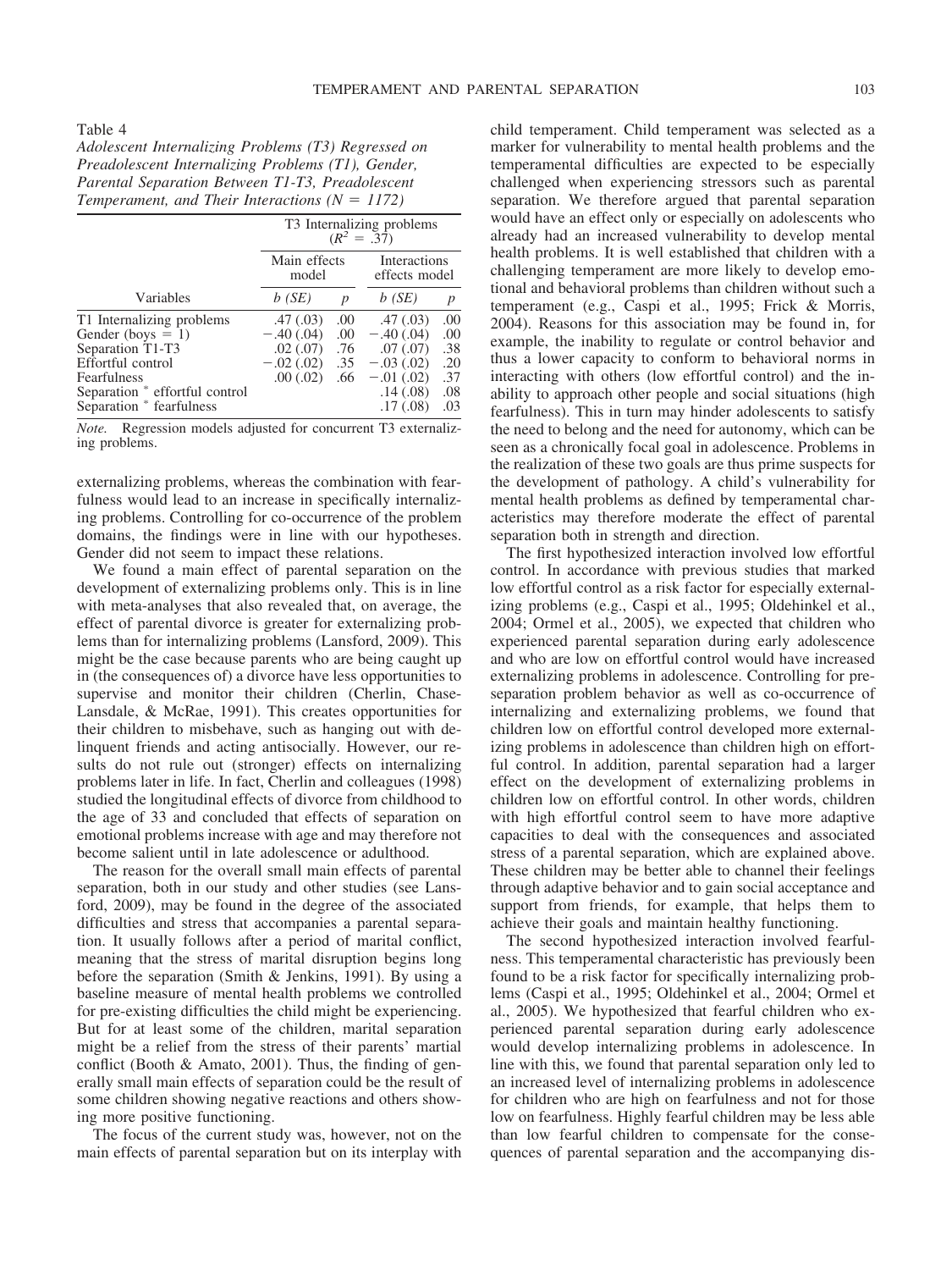Table 4
*Adolescent Internalizing Problems (T3) Regressed on Preadolescent Internalizing Problems (T1), Gender, Parental Separation Between T1-T3, Preadolescent Temperament, and Their Interactions (N = 1172)*

| Variables | T3 Internalizing problems ($R^2$ = .37) | | | |
|---|---|---|---|---|
| | Main effects model | | Interactions effects model | |
| | *b (SE)* | *p* | *b (SE)* | *p* |
| T1 Internalizing problems | .47 (.03) | .00 | .47 (.03) | .00 |
| Gender (boys = 1) | −.40 (.04) | .00 | −.40 (.04) | .00 |
| Separation T1-T3 | .02 (.07) | .76 | .07 (.07) | .38 |
| Effortful control | −.02 (.02) | .35 | −.03 (.02) | .20 |
| Fearfulness | .00 (.02) | .66 | −.01 (.02) | .37 |
| Separation * effortful control | | | .14 (.08) | .08 |
| Separation * fearfulness | | | .17 (.08) | .03 |

*Note.* Regression models adjusted for concurrent T3 externalizing problems.

externalizing problems, whereas the combination with fearfulness would lead to an increase in specifically internalizing problems. Controlling for co-occurrence of the problem domains, the findings were in line with our hypotheses. Gender did not seem to impact these relations.

We found a main effect of parental separation on the development of externalizing problems only. This is in line with meta-analyses that also revealed that, on average, the effect of parental divorce is greater for externalizing problems than for internalizing problems (Lansford, 2009). This might be the case because parents who are being caught up in (the consequences of) a divorce have less opportunities to supervise and monitor their children (Cherlin, Chase-Lansdale, & McRae, 1991). This creates opportunities for their children to misbehave, such as hanging out with delinquent friends and acting antisocially. However, our results do not rule out (stronger) effects on internalizing problems later in life. In fact, Cherlin and colleagues (1998) studied the longitudinal effects of divorce from childhood to the age of 33 and concluded that effects of separation on emotional problems increase with age and may therefore not become salient until in late adolescence or adulthood.

The reason for the overall small main effects of parental separation, both in our study and other studies (see Lansford, 2009), may be found in the degree of the associated difficulties and stress that accompanies a parental separation. It usually follows after a period of marital conflict, meaning that the stress of marital disruption begins long before the separation (Smith & Jenkins, 1991). By using a baseline measure of mental health problems we controlled for pre-existing difficulties the child might be experiencing. But for at least some of the children, marital separation might be a relief from the stress of their parents' martial conflict (Booth & Amato, 2001). Thus, the finding of generally small main effects of separation could be the result of some children showing negative reactions and others showing more positive functioning.

The focus of the current study was, however, not on the main effects of parental separation but on its interplay with child temperament. Child temperament was selected as a marker for vulnerability to mental health problems and the temperamental difficulties are expected to be especially challenged when experiencing stressors such as parental separation. We therefore argued that parental separation would have an effect only or especially on adolescents who already had an increased vulnerability to develop mental health problems. It is well established that children with a challenging temperament are more likely to develop emotional and behavioral problems than children without such a temperament (e.g., Caspi et al., 1995; Frick & Morris, 2004). Reasons for this association may be found in, for example, the inability to regulate or control behavior and thus a lower capacity to conform to behavioral norms in interacting with others (low effortful control) and the inability to approach other people and social situations (high fearfulness). This in turn may hinder adolescents to satisfy the need to belong and the need for autonomy, which can be seen as a chronically focal goal in adolescence. Problems in the realization of these two goals are thus prime suspects for the development of pathology. A child's vulnerability for mental health problems as defined by temperamental characteristics may therefore moderate the effect of parental separation both in strength and direction.

The first hypothesized interaction involved low effortful control. In accordance with previous studies that marked low effortful control as a risk factor for especially externalizing problems (e.g., Caspi et al., 1995; Oldehinkel et al., 2004; Ormel et al., 2005), we expected that children who experienced parental separation during early adolescence and who are low on effortful control would have increased externalizing problems in adolescence. Controlling for pre-separation problem behavior as well as co-occurrence of internalizing and externalizing problems, we found that children low on effortful control developed more externalizing problems in adolescence than children high on effortful control. In addition, parental separation had a larger effect on the development of externalizing problems in children low on effortful control. In other words, children with high effortful control seem to have more adaptive capacities to deal with the consequences and associated stress of a parental separation, which are explained above. These children may be better able to channel their feelings through adaptive behavior and to gain social acceptance and support from friends, for example, that helps them to achieve their goals and maintain healthy functioning.

The second hypothesized interaction involved fearfulness. This temperamental characteristic has previously been found to be a risk factor for specifically internalizing problems (Caspi et al., 1995; Oldehinkel et al., 2004; Ormel et al., 2005). We hypothesized that fearful children who experienced parental separation during early adolescence would develop internalizing problems in adolescence. In line with this, we found that parental separation only led to an increased level of internalizing problems in adolescence for children who are high on fearfulness and not for those low on fearfulness. Highly fearful children may be less able than low fearful children to compensate for the consequences of parental separation and the accompanying dis-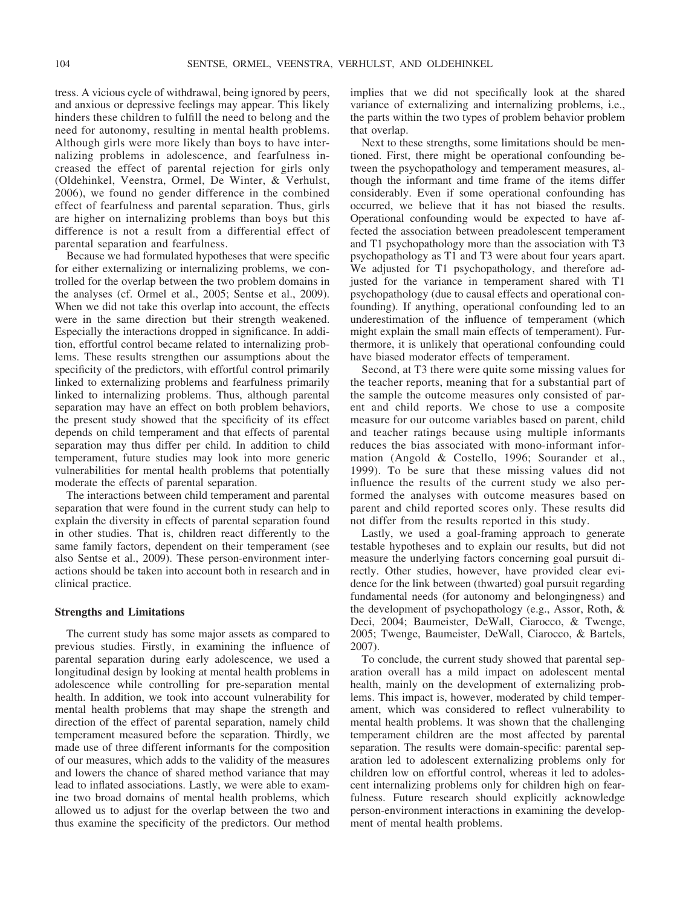tress. A vicious cycle of withdrawal, being ignored by peers, and anxious or depressive feelings may appear. This likely hinders these children to fulfill the need to belong and the need for autonomy, resulting in mental health problems. Although girls were more likely than boys to have internalizing problems in adolescence, and fearfulness increased the effect of parental rejection for girls only (Oldehinkel, Veenstra, Ormel, De Winter, & Verhulst, 2006), we found no gender difference in the combined effect of fearfulness and parental separation. Thus, girls are higher on internalizing problems than boys but this difference is not a result from a differential effect of parental separation and fearfulness.

Because we had formulated hypotheses that were specific for either externalizing or internalizing problems, we controlled for the overlap between the two problem domains in the analyses (cf. Ormel et al., 2005; Sentse et al., 2009). When we did not take this overlap into account, the effects were in the same direction but their strength weakened. Especially the interactions dropped in significance. In addition, effortful control became related to internalizing problems. These results strengthen our assumptions about the specificity of the predictors, with effortful control primarily linked to externalizing problems and fearfulness primarily linked to internalizing problems. Thus, although parental separation may have an effect on both problem behaviors, the present study showed that the specificity of its effect depends on child temperament and that effects of parental separation may thus differ per child. In addition to child temperament, future studies may look into more generic vulnerabilities for mental health problems that potentially moderate the effects of parental separation.

The interactions between child temperament and parental separation that were found in the current study can help to explain the diversity in effects of parental separation found in other studies. That is, children react differently to the same family factors, dependent on their temperament (see also Sentse et al., 2009). These person-environment interactions should be taken into account both in research and in clinical practice.

### Strengths and Limitations

The current study has some major assets as compared to previous studies. Firstly, in examining the influence of parental separation during early adolescence, we used a longitudinal design by looking at mental health problems in adolescence while controlling for pre-separation mental health. In addition, we took into account vulnerability for mental health problems that may shape the strength and direction of the effect of parental separation, namely child temperament measured before the separation. Thirdly, we made use of three different informants for the composition of our measures, which adds to the validity of the measures and lowers the chance of shared method variance that may lead to inflated associations. Lastly, we were able to examine two broad domains of mental health problems, which allowed us to adjust for the overlap between the two and thus examine the specificity of the predictors. Our method implies that we did not specifically look at the shared variance of externalizing and internalizing problems, i.e., the parts within the two types of problem behavior problem that overlap.

Next to these strengths, some limitations should be mentioned. First, there might be operational confounding between the psychopathology and temperament measures, although the informant and time frame of the items differ considerably. Even if some operational confounding has occurred, we believe that it has not biased the results. Operational confounding would be expected to have affected the association between preadolescent temperament and T1 psychopathology more than the association with T3 psychopathology as T1 and T3 were about four years apart. We adjusted for T1 psychopathology, and therefore adjusted for the variance in temperament shared with T1 psychopathology (due to causal effects and operational confounding). If anything, operational confounding led to an underestimation of the influence of temperament (which might explain the small main effects of temperament). Furthermore, it is unlikely that operational confounding could have biased moderator effects of temperament.

Second, at T3 there were quite some missing values for the teacher reports, meaning that for a substantial part of the sample the outcome measures only consisted of parent and child reports. We chose to use a composite measure for our outcome variables based on parent, child and teacher ratings because using multiple informants reduces the bias associated with mono-informant information (Angold & Costello, 1996; Sourander et al., 1999). To be sure that these missing values did not influence the results of the current study we also performed the analyses with outcome measures based on parent and child reported scores only. These results did not differ from the results reported in this study.

Lastly, we used a goal-framing approach to generate testable hypotheses and to explain our results, but did not measure the underlying factors concerning goal pursuit directly. Other studies, however, have provided clear evidence for the link between (thwarted) goal pursuit regarding fundamental needs (for autonomy and belongingness) and the development of psychopathology (e.g., Assor, Roth, & Deci, 2004; Baumeister, DeWall, Ciarocco, & Twenge, 2005; Twenge, Baumeister, DeWall, Ciarocco, & Bartels, 2007).

To conclude, the current study showed that parental separation overall has a mild impact on adolescent mental health, mainly on the development of externalizing problems. This impact is, however, moderated by child temperament, which was considered to reflect vulnerability to mental health problems. It was shown that the challenging temperament children are the most affected by parental separation. The results were domain-specific: parental separation led to adolescent externalizing problems only for children low on effortful control, whereas it led to adolescent internalizing problems only for children high on fearfulness. Future research should explicitly acknowledge person-environment interactions in examining the development of mental health problems.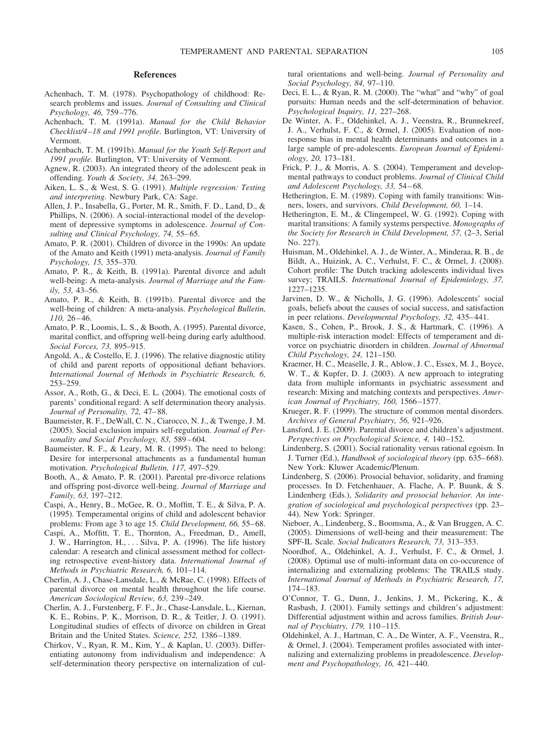## References

Achenbach, T. M. (1978). Psychopathology of childhood: Research problems and issues. *Journal of Consulting and Clinical Psychology, 46,* 759–776.

Achenbach, T. M. (1991a). *Manual for the Child Behavior Checklist/4–18 and 1991 profile*. Burlington, VT: University of Vermont.

Achenbach, T. M. (1991b). *Manual for the Youth Self-Report and 1991 profile.* Burlington, VT: University of Vermont.

Agnew, R. (2003). An integrated theory of the adolescent peak in offending. *Youth & Society, 34,* 263–299.

Aiken, L. S., & West, S. G. (1991). *Multiple regression: Testing and interpreting.* Newbury Park, CA: Sage.

Allen, J. P., Insabella, G., Porter, M. R., Smith, F. D., Land, D., & Phillips, N. (2006). A social-interactional model of the development of depressive symptoms in adolescence. *Journal of Consulting and Clinical Psychology, 74,* 55–65.

Amato, P. R. (2001). Children of divorce in the 1990s: An update of the Amato and Keith (1991) meta-analysis. *Journal of Family Psychology, 15,* 355–370.

Amato, P. R., & Keith, B. (1991a). Parental divorce and adult well-being: A meta-analysis. *Journal of Marriage and the Family, 53,* 43–56.

Amato, P. R., & Keith, B. (1991b). Parental divorce and the well-being of children: A meta-analysis. *Psychological Bulletin, 110,* 26–46.

Amato, P. R., Loomis, L. S., & Booth, A. (1995). Parental divorce, marital conflict, and offspring well-being during early adulthood. *Social Forces, 73,* 895–915.

Angold, A., & Costello, E. J. (1996). The relative diagnostic utility of child and parent reports of oppositional defiant behaviors. *International Journal of Methods in Psychiatric Research, 6,* 253–259.

Assor, A., Roth, G., & Deci, E. L. (2004). The emotional costs of parents' conditional regard: A self determination theory analysis. *Journal of Personality, 72,* 47–88.

Baumeister, R. F., DeWall, C. N., Ciarocco, N. J., & Twenge, J. M. (2005). Social exclusion impairs self-regulation. *Journal of Personality and Social Psychology, 83,* 589–604.

Baumeister, R. F., & Leary, M. R. (1995). The need to belong: Desire for interpersonal attachments as a fundamental human motivation. *Psychological Bulletin, 117,* 497–529.

Booth, A., & Amato, P. R. (2001). Parental pre-divorce relations and offspring post-divorce well-being. *Journal of Marriage and Family, 63,* 197–212.

Caspi, A., Henry, B., McGee, R. O., Moffitt, T. E., & Silva, P. A. (1995). Temperamental origins of child and adolescent behavior problems: From age 3 to age 15. *Child Development, 66,* 55–68.

Caspi, A., Moffitt, T. E., Thornton, A., Freedman, D., Amell, J. W., Harrington, H., . . . Silva, P. A. (1996). The life history calendar: A research and clinical assessment method for collecting retrospective event-history data. *International Journal of Methods in Psychiatric Research, 6,* 101–114.

Cherlin, A. J., Chase-Lansdale, L., & McRae, C. (1998). Effects of parental divorce on mental health throughout the life course. *American Sociological Review, 63,* 239–249.

Cherlin, A. J., Furstenberg, F. F., Jr., Chase-Lansdale, L., Kiernan, K. E., Robins, P. K., Morrison, D. R., & Teitler, J. O. (1991). Longitudinal studies of effects of divorce on children in Great Britain and the United States. *Science, 252,* 1386–1389.

Chirkov, V., Ryan, R. M., Kim, Y., & Kaplan, U. (2003). Differentiating autonomy from individualism and independence: A self-determination theory perspective on internalization of cultural orientations and well-being. *Journal of Personality and Social Psychology, 84,* 97–110.

Deci, E. L., & Ryan, R. M. (2000). The "what" and "why" of goal pursuits: Human needs and the self-determination of behavior. *Psychological Inquiry, 11,* 227–268.

De Winter, A. F., Oldehinkel, A. J., Veenstra, R., Brunnekreef, J. A., Verhulst, F. C., & Ormel, J. (2005). Evaluation of non-response bias in mental health determinants and outcomes in a large sample of pre-adolescents. *European Journal of Epidemiology, 20,* 173–181.

Frick, P. J., & Morris, A. S. (2004). Temperament and developmental pathways to conduct problems. *Journal of Clinical Child and Adolescent Psychology, 33,* 54–68.

Hetherington, E. M. (1989). Coping with family transitions: Winners, losers, and survivors. *Child Development, 60,* 1–14.

Hetherington, E. M., & Clingempeel, W. G. (1992). Coping with marital transitions: A family systems perspective. *Monographs of the Society for Research in Child Development, 57,* (2–3, Serial No. 227).

Huisman, M., Oldehinkel, A. J., de Winter, A., Minderaa, R. B., de Bildt, A., Huizink, A. C., Verhulst, F. C., & Ormel, J. (2008). Cohort profile: The Dutch tracking adolescents individual lives survey; TRAILS. *International Journal of Epidemiology, 37,* 1227–1235.

Jarvinen, D. W., & Nicholls, J. G. (1996). Adolescents' social goals, beliefs about the causes of social success, and satisfaction in peer relations. *Developmental Psychology, 32,* 435–441.

Kasen, S., Cohen, P., Brook, J. S., & Hartmark, C. (1996). A multiple-risk interaction model: Effects of temperament and divorce on psychiatric disorders in children. *Journal of Abnormal Child Psychology, 24,* 121–150.

Kraemer, H. C., Measelle, J. R., Ablow, J. C., Essex, M. J., Boyce, W. T., & Kupfer, D. J. (2003). A new approach to integrating data from multiple informants in psychiatric assessment and research: Mixing and matching contexts and perspectives. *American Journal of Psychiatry, 160,* 1566–1577.

Krueger, R. F. (1999). The structure of common mental disorders. *Archives of General Psychiatry, 56,* 921–926.

Lansford, J. E. (2009). Parental divorce and children's adjustment. *Perspectives on Psychological Science, 4,* 140–152.

Lindenberg, S. (2001). Social rationality versus rational egoism. In J. Turner (Ed.), *Handbook of sociological theory* (pp. 635–668). New York: Kluwer Academic/Plenum.

Lindenberg, S. (2006). Prosocial behavior, solidarity, and framing processes. In D. Fetchenhauer, A. Flache, A. P. Buunk, & S. Lindenberg (Eds.), *Solidarity and prosocial behavior. An integration of sociological and psychological perspectives* (pp. 23–44). New York: Springer.

Nieboer, A., Lindenberg, S., Boomsma, A., & Van Bruggen, A. C. (2005). Dimensions of well-being and their measurement: The SPF-IL Scale. *Social Indicators Research, 73,* 313–353.

Noordhof, A., Oldehinkel, A. J., Verhulst, F. C., & Ormel, J. (2008). Optimal use of multi-informant data on co-occurence of internalizing and externalizing problems: The TRAILS study. *International Journal of Methods in Psychiatric Research, 17,* 174–183.

O'Connor, T. G., Dunn, J., Jenkins, J. M., Pickering, K., & Rasbash, J. (2001). Family settings and children's adjustment: Differential adjustment within and across families. *British Journal of Psychiatry, 179,* 110–115.

Oldehinkel, A. J., Hartman, C. A., De Winter, A. F., Veenstra, R., & Ormel, J. (2004). Temperament profiles associated with internalizing and externalizing problems in preadolescence. *Development and Psychopathology, 16,* 421–440.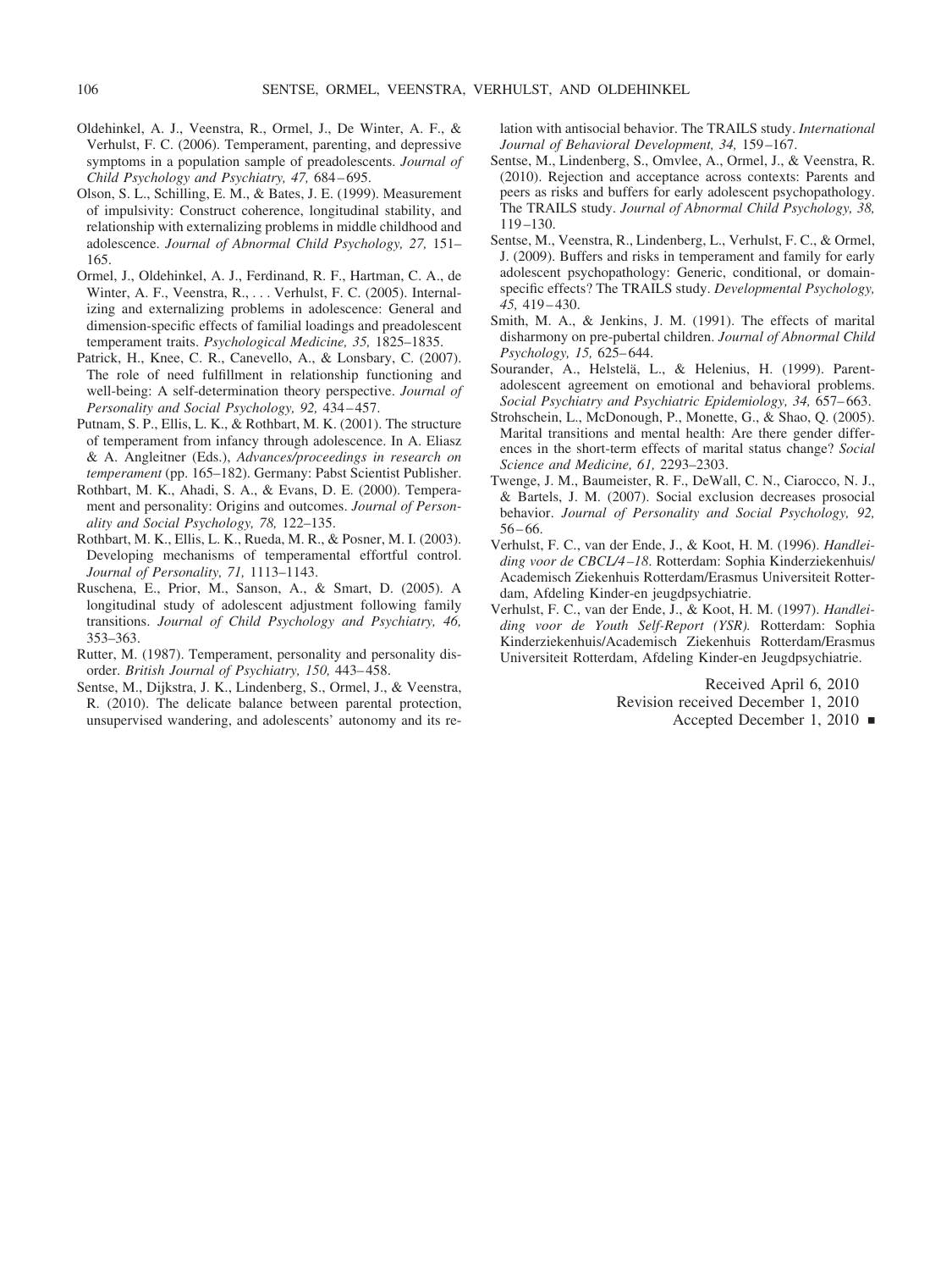Oldehinkel, A. J., Veenstra, R., Ormel, J., De Winter, A. F., & Verhulst, F. C. (2006). Temperament, parenting, and depressive symptoms in a population sample of preadolescents. *Journal of Child Psychology and Psychiatry, 47,* 684–695.

Olson, S. L., Schilling, E. M., & Bates, J. E. (1999). Measurement of impulsivity: Construct coherence, longitudinal stability, and relationship with externalizing problems in middle childhood and adolescence. *Journal of Abnormal Child Psychology, 27,* 151–165.

Ormel, J., Oldehinkel, A. J., Ferdinand, R. F., Hartman, C. A., de Winter, A. F., Veenstra, R., . . . Verhulst, F. C. (2005). Internalizing and externalizing problems in adolescence: General and dimension-specific effects of familial loadings and preadolescent temperament traits. *Psychological Medicine, 35,* 1825–1835.

Patrick, H., Knee, C. R., Canevello, A., & Lonsbary, C. (2007). The role of need fulfillment in relationship functioning and well-being: A self-determination theory perspective. *Journal of Personality and Social Psychology, 92,* 434–457.

Putnam, S. P., Ellis, L. K., & Rothbart, M. K. (2001). The structure of temperament from infancy through adolescence. In A. Eliasz & A. Angleitner (Eds.), *Advances/proceedings in research on temperament* (pp. 165–182). Germany: Pabst Scientist Publisher.

Rothbart, M. K., Ahadi, S. A., & Evans, D. E. (2000). Temperament and personality: Origins and outcomes. *Journal of Personality and Social Psychology, 78,* 122–135.

Rothbart, M. K., Ellis, L. K., Rueda, M. R., & Posner, M. I. (2003). Developing mechanisms of temperamental effortful control. *Journal of Personality, 71,* 1113–1143.

Ruschena, E., Prior, M., Sanson, A., & Smart, D. (2005). A longitudinal study of adolescent adjustment following family transitions. *Journal of Child Psychology and Psychiatry, 46,* 353–363.

Rutter, M. (1987). Temperament, personality and personality disorder. *British Journal of Psychiatry, 150,* 443–458.

Sentse, M., Dijkstra, J. K., Lindenberg, S., Ormel, J., & Veenstra, R. (2010). The delicate balance between parental protection, unsupervised wandering, and adolescents' autonomy and its relation with antisocial behavior. The TRAILS study. *International Journal of Behavioral Development, 34,* 159–167.

Sentse, M., Lindenberg, S., Omvlee, A., Ormel, J., & Veenstra, R. (2010). Rejection and acceptance across contexts: Parents and peers as risks and buffers for early adolescent psychopathology. The TRAILS study. *Journal of Abnormal Child Psychology, 38,* 119–130.

Sentse, M., Veenstra, R., Lindenberg, L., Verhulst, F. C., & Ormel, J. (2009). Buffers and risks in temperament and family for early adolescent psychopathology: Generic, conditional, or domain-specific effects? The TRAILS study. *Developmental Psychology, 45,* 419–430.

Smith, M. A., & Jenkins, J. M. (1991). The effects of marital disharmony on pre-pubertal children. *Journal of Abnormal Child Psychology, 15,* 625–644.

Sourander, A., Helstelä, L., & Helenius, H. (1999). Parent-adolescent agreement on emotional and behavioral problems. *Social Psychiatry and Psychiatric Epidemiology, 34,* 657–663.

Strohschein, L., McDonough, P., Monette, G., & Shao, Q. (2005). Marital transitions and mental health: Are there gender differences in the short-term effects of marital status change? *Social Science and Medicine, 61,* 2293–2303.

Twenge, J. M., Baumeister, R. F., DeWall, C. N., Ciarocco, N. J., & Bartels, J. M. (2007). Social exclusion decreases prosocial behavior. *Journal of Personality and Social Psychology, 92,* 56–66.

Verhulst, F. C., van der Ende, J., & Koot, H. M. (1996). *Handleiding voor de CBCL/4–18*. Rotterdam: Sophia Kinderziekenhuis/Academisch Ziekenhuis Rotterdam/Erasmus Universiteit Rotterdam, Afdeling Kinder-en jeugdpsychiatrie.

Verhulst, F. C., van der Ende, J., & Koot, H. M. (1997). *Handleiding voor de Youth Self-Report (YSR).* Rotterdam: Sophia Kinderziekenhuis/Academisch Ziekenhuis Rotterdam/Erasmus Universiteit Rotterdam, Afdeling Kinder-en Jeugdpsychiatrie.

Received April 6, 2010
Revision received December 1, 2010
Accepted December 1, 2010 ■